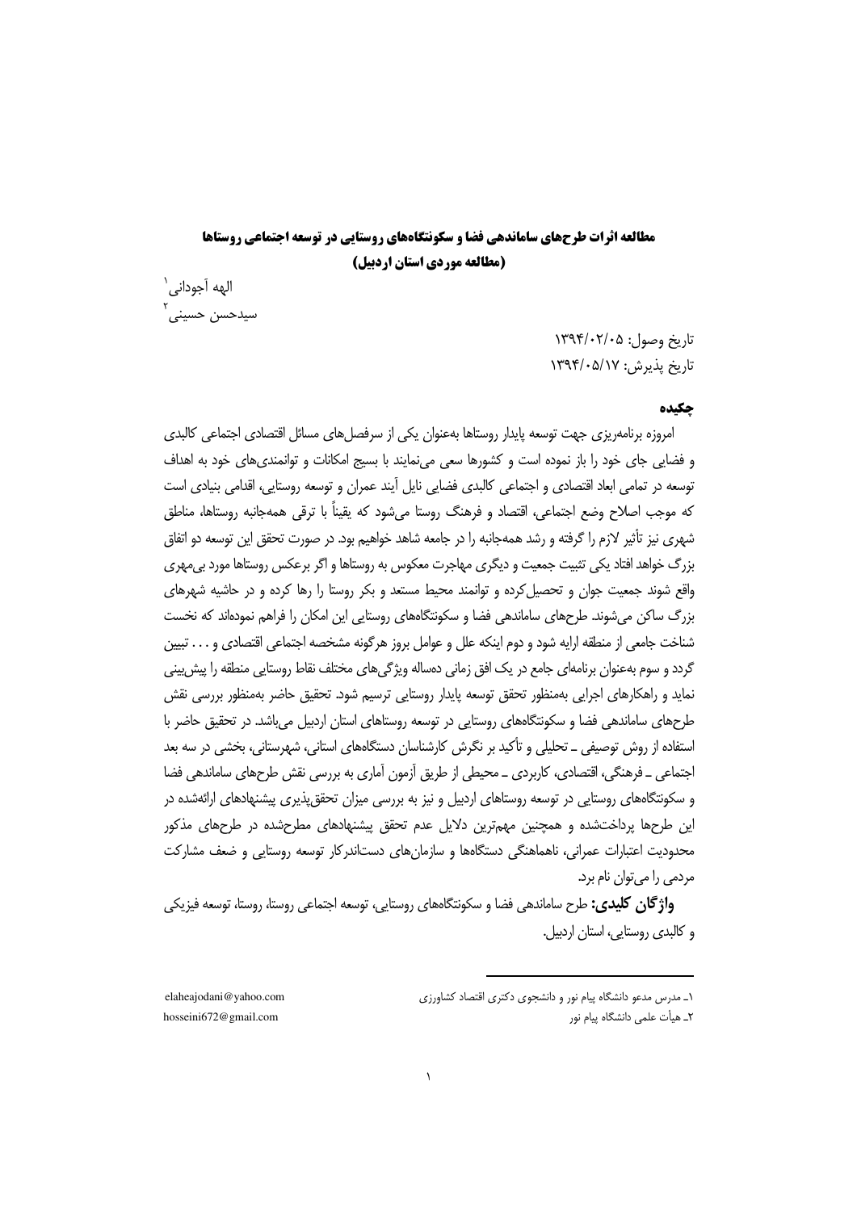# مطالعه اثرات طرح‌های ساماندهی فضا و سکونتگاه‌های روستایی در توسعه اجتماعی روستاها (مطالعه موردی استان اردبیل)

الهه آجودانی[1]

سیدحسن حسینی[2]

تاریخ وصول: ۱۳۹۴/۰۲/۰۵

تاریخ پذیرش: ۱۳۹۴/۰۵/۱۷

## چکیده

امروزه برنامه‌ریزی جهت توسعه پایدار روستاها به‌عنوان یکی از سرفصل‌های مسائل اقتصادی اجتماعی کالبدی و فضایی جای خود را باز نموده است و کشورها سعی می‌نمایند با بسیج امکانات و توانمندی‌های خود به اهداف توسعه در تمامی ابعاد اقتصادی و اجتماعی کالبدی فضایی نایل آیند عمران و توسعه روستایی، اقدامی بنیادی است که موجب اصلاح وضع اجتماعی، اقتصاد و فرهنگ روستا می‌شود که یقیناً با ترقی همه‌جانبه روستاها، مناطق شهری نیز تأثیر لازم را گرفته و رشد همه‌جانبه را در جامعه شاهد خواهیم بود. در صورت تحقق این توسعه دو اتفاق بزرگ خواهد افتاد یکی تثبیت جمعیت و دیگری مهاجرت معکوس به روستاها و اگر برعکس روستاها مورد بی‌مهری واقع شوند جمعیت جوان و تحصیل‌کرده و توانمند محیط مستعد و بکر روستا را رها کرده و در حاشیه شهرهای بزرگ ساکن می‌شوند. طرح‌های ساماندهی فضا و سکونتگاه‌های روستایی این امکان را فراهم نموده‌اند که نخست شناخت جامعی از منطقه ارایه شود و دوم اینکه علل و عوامل بروز هرگونه مشخصه اجتماعی اقتصادی و . . . تبیین گردد و سوم به‌عنوان برنامه‌ای جامع در یک افق زمانی ده‌ساله ویژگی‌های مختلف نقاط روستایی منطقه را پیش‌بینی نماید و راهکارهای اجرایی به‌منظور تحقق توسعه پایدار روستایی ترسیم شود. تحقیق حاضر به‌منظور بررسی نقش طرح‌های ساماندهی فضا و سکونتگاه‌های روستایی در توسعه روستاهای استان اردبیل می‌باشد. در تحقیق حاضر با استفاده از روش توصیفی ـ تحلیلی و تأکید بر نگرش کارشناسان دستگاه‌های استانی، شهرستانی، بخشی در سه بعد اجتماعی ـ فرهنگی، اقتصادی، کاربردی ـ محیطی از طریق آزمون آماری به بررسی نقش طرح‌های ساماندهی فضا و سکونتگاه‌های روستایی در توسعه روستاهای اردبیل و نیز به بررسی میزان تحقق‌پذیری پیشنهادهای ارائه‌شده در این طرح‌ها پرداخت‌شده و همچنین مهم‌ترین دلایل عدم تحقق پیشنهادهای مطرح‌شده در طرح‌های مذکور محدودیت اعتبارات عمرانی، ناهماهنگی دستگاه‌ها و سازمان‌های دست‌اندرکار توسعه روستایی و ضعف مشارکت مردمی را می‌توان نام برد.

**واژگان کلیدی:** طرح ساماندهی فضا و سکونتگاه‌های روستایی، توسعه اجتماعی روستا، روستا، توسعه فیزیکی و کالبدی روستایی، استان اردبیل.

---

[1] ـ مدرس مدعو دانشگاه پیام نور و دانشجوی دکتری اقتصاد کشاورزی — elaheajodani@yahoo.com

[2] ـ هیأت علمی دانشگاه پیام نور — hosseini672@gmail.com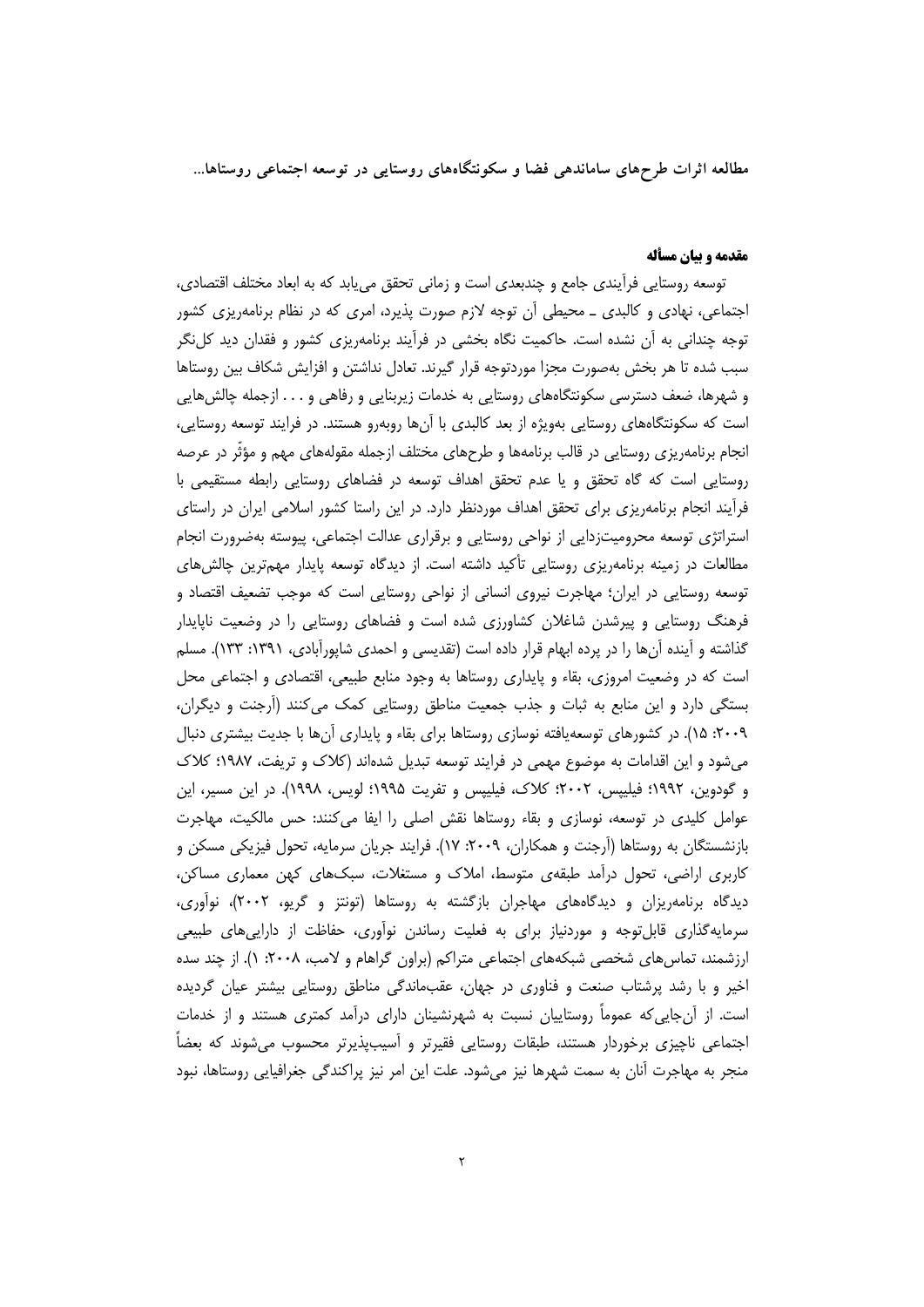## مقدمه و بیان مسأله

توسعه روستایی فرآیندی جامع و چندبعدی است و زمانی تحقق می‌یابد که به ابعاد مختلف اقتصادی، اجتماعی، نهادی و کالبدی ـ محیطی آن توجه لازم صورت پذیرد، امری که در نظام برنامه‌ریزی کشور توجه چندانی به آن نشده است. حاکمیت نگاه بخشی در فرآیند برنامه‌ریزی کشور و فقدان دید کل‌نگر سبب شده تا هر بخش به‌صورت مجزا موردتوجه قرار گیرند. تعادل نداشتن و افزایش شکاف بین روستاها و شهرها، ضعف دسترسی سکونتگاه‌های روستایی به خدمات زیربنایی و رفاهی و . . . ازجمله چالش‌هایی است که سکونتگاه‌های روستایی به‌ویژه از بعد کالبدی با آن‌ها روبه‌رو هستند. در فرایند توسعه روستایی، انجام برنامه‌ریزی روستایی در قالب برنامه‌ها و طرح‌های مختلف ازجمله مقوله‌های مهم و مؤثّر در عرصه روستایی است که گاه تحقق و یا عدم تحقق اهداف توسعه در فضاهای روستایی رابطه مستقیمی با فرآیند انجام برنامه‌ریزی برای تحقق اهداف موردنظر دارد. در این راستا کشور اسلامی ایران در راستای استراتژی توسعه محرومیت‌زدایی از نواحی روستایی و برقراری عدالت اجتماعی، پیوسته به‌ضرورت انجام مطالعات در زمینه برنامه‌ریزی روستایی تأکید داشته است. از دیدگاه توسعه پایدار مهم‌ترین چالش‌های توسعه روستایی در ایران؛ مهاجرت نیروی انسانی از نواحی روستایی است که موجب تضعیف اقتصاد و فرهنگ روستایی و پیرشدن شاغلان کشاورزی شده است و فضاهای روستایی را در وضعیت ناپایدار گذاشته و آینده آن‌ها را در پرده ابهام قرار داده است (تقدیسی و احمدی شاپورآبادی، ۱۳۹۱: ۱۳۳). مسلم است که در وضعیت امروزی، بقاء و پایداری روستاها به وجود منابع طبیعی، اقتصادی و اجتماعی محل بستگی دارد و این منابع به ثبات و جذب جمعیت مناطق روستایی کمک می‌کنند (آرجنت و دیگران، ۲۰۰۹: ۱۵). در کشورهای توسعه‌یافته نوسازی روستاها برای بقاء و پایداری آن‌ها با جدیت بیشتری دنبال می‌شود و این اقدامات به موضوع مهمی در فرایند توسعه تبدیل شده‌اند (کلاک و تریفت، ۱۹۸۷؛ کلاک و گودوین، ۱۹۹۲؛ فیلیپس، ۲۰۰۲؛ کلاک، فیلیپس و تفریت ۱۹۹۵؛ لویس، ۱۹۹۸). در این مسیر، این عوامل کلیدی در توسعه، نوسازی و بقاء روستاها نقش اصلی را ایفا می‌کنند: حس مالکیت، مهاجرت بازنشستگان به روستاها (آرجنت و همکاران، ۲۰۰۹: ۱۷). فرایند جریان سرمایه، تحول فیزیکی مسکن و کاربری اراضی، تحول درآمد طبقه‌ی متوسط، املاک و مستغلات، سبک‌های کهن معماری مساکن، دیدگاه برنامه‌ریزان و دیدگاه‌های مهاجران بازگشته به روستاها (تونتز و گریو، ۲۰۰۲)، نوآوری، سرمایه‌گذاری قابل‌توجه و موردنیاز برای به فعلیت رساندن نوآوری، حفاظت از دارایی‌های طبیعی ارزشمند، تماس‌های شخصی شبکه‌های اجتماعی متراکم (براون گراهام و لامب، ۲۰۰۸: ۱). از چند سده اخیر و با رشد پرشتاب صنعت و فناوری در جهان، عقب‌ماندگی مناطق روستایی بیشتر عیان گردیده است. از آن‌جایی‌که عموماً روستاییان نسبت به شهرنشینان دارای درآمد کمتری هستند و از خدمات اجتماعی ناچیزی برخوردار هستند، طبقات روستایی فقیرتر و آسیب‌پذیرتر محسوب می‌شوند که بعضاً منجر به مهاجرت آنان به سمت شهرها نیز می‌شود. علت این امر نیز پراکندگی جغرافیایی روستاها، نبود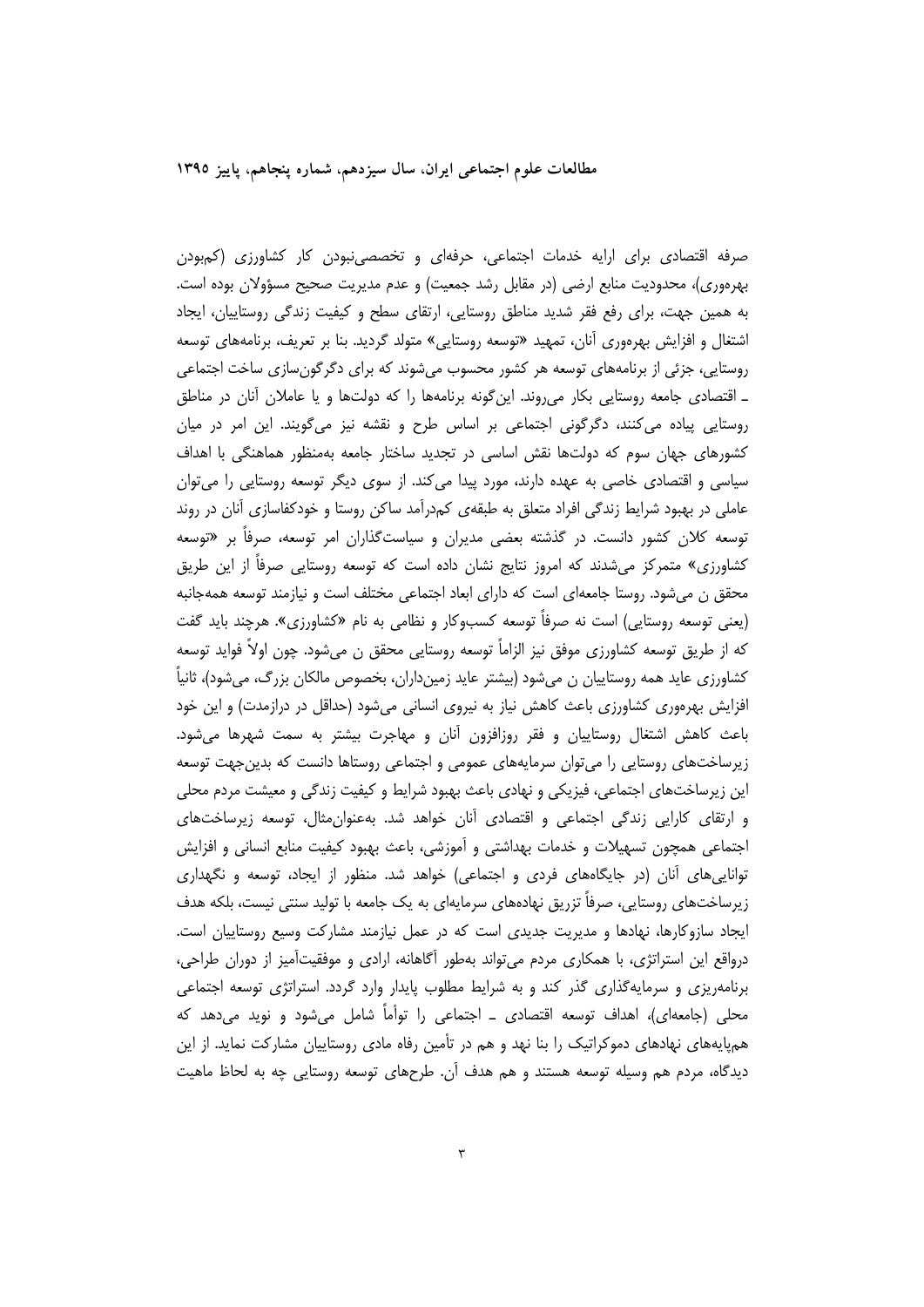صرفه اقتصادی برای ارایه خدمات اجتماعی، حرفه‌ای و تخصصی‌نبودن کار کشاورزی (کم‌بودن بهره‌وری)، محدودیت منابع ارضی (در مقابل رشد جمعیت) و عدم مدیریت صحیح مسؤولان بوده است. به همین جهت، برای رفع فقر شدید مناطق روستایی، ارتقای سطح و کیفیت زندگی روستاییان، ایجاد اشتغال و افزایش بهره‌وری آنان، تمهید «توسعه روستایی» متولد گردید. بنا بر تعریف، برنامه‌های توسعه روستایی، جزئی از برنامه‌های توسعه هر کشور محسوب می‌شوند که برای دگرگون‌سازی ساخت اجتماعی ـ اقتصادی جامعه روستایی بکار می‌روند. این‌گونه برنامه‌ها را که دولت‌ها و یا عاملان آنان در مناطق روستایی پیاده می‌کنند، دگرگونی اجتماعی بر اساس طرح و نقشه نیز می‌گویند. این امر در میان کشورهای جهان سوم که دولت‌ها نقش اساسی در تجدید ساختار جامعه به‌منظور هماهنگی با اهداف سیاسی و اقتصادی خاصی به عهده دارند، مورد پیدا می‌کند. از سوی دیگر توسعه روستایی را می‌توان عاملی در بهبود شرایط زندگی افراد متعلق به طبقه‌ی کم‌درآمد ساکن روستا و خودکفاسازی آنان در روند توسعه کلان کشور دانست. در گذشته بعضی مدیران و سیاست‌گذاران امر توسعه، صرفاً بر «توسعه کشاورزی» متمرکز می‌شدند که امروز نتایج نشان داده است که توسعه روستایی صرفاً از این طریق محقق ن می‌شود. روستا جامعه‌ای است که دارای ابعاد اجتماعی مختلف است و نیازمند توسعه همه‌جانبه (یعنی توسعه روستایی) است نه صرفاً توسعه کسب‌وکار و نظامی به نام «کشاورزی». هرچند باید گفت که از طریق توسعه کشاورزی موفق نیز الزاماً توسعه روستایی محقق ن می‌شود. چون اولاً فواید توسعه کشاورزی عاید همه روستاییان ن می‌شود (بیشتر عاید زمین‌داران، بخصوص مالکان بزرگ، می‌شود)، ثانیاً افزایش بهره‌وری کشاورزی باعث کاهش نیاز به نیروی انسانی می‌شود (حداقل در درازمدت) و این خود باعث کاهش اشتغال روستاییان و فقر روزافزون آنان و مهاجرت بیشتر به سمت شهرها می‌شود. زیرساخت‌های روستایی را می‌توان سرمایه‌های عمومی و اجتماعی روستاها دانست که بدین‌جهت توسعه این زیرساخت‌های اجتماعی، فیزیکی و نهادی باعث بهبود شرایط و کیفیت زندگی و معیشت مردم محلی و ارتقای کارایی زندگی اجتماعی و اقتصادی آنان خواهد شد. به‌عنوان‌مثال، توسعه زیرساخت‌های اجتماعی همچون تسهیلات و خدمات بهداشتی و آموزشی، باعث بهبود کیفیت منابع انسانی و افزایش توانایی‌های آنان (در جایگاه‌های فردی و اجتماعی) خواهد شد. منظور از ایجاد، توسعه و نگهداری زیرساخت‌های روستایی، صرفاً تزریق نهاده‌های سرمایه‌ای به یک جامعه با تولید سنتی نیست، بلکه هدف ایجاد سازوکارها، نهادها و مدیریت جدیدی است که در عمل نیازمند مشارکت وسیع روستاییان است. درواقع این استراتژی، با همکاری مردم می‌تواند به‌طور آگاهانه، ارادی و موفقیت‌آمیز از دوران طراحی، برنامه‌ریزی و سرمایه‌گذاری گذر کند و به شرایط مطلوب پایدار وارد گردد. استراتژی توسعه اجتماعی محلی (جامعه‌ای)، اهداف توسعه اقتصادی ـ اجتماعی را توأماً شامل می‌شود و نوید می‌دهد که هم‌پایه‌های نهادهای دموکراتیک را بنا نهد و هم در تأمین رفاه مادی روستاییان مشارکت نماید. از این دیدگاه، مردم هم وسیله توسعه هستند و هم هدف آن. طرح‌های توسعه روستایی چه به لحاظ ماهیت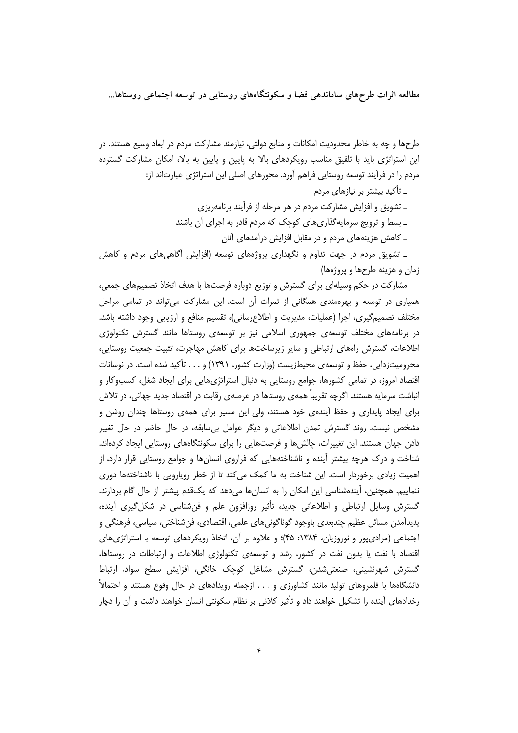طرح‌ها و چه به خاطر محدودیت امکانات و منابع دولتی، نیازمند مشارکت مردم در ابعاد وسیع هستند. در این استراتژی باید با تلفیق مناسب رویکردهای بالا به پایین و پایین به بالا، امکان مشارکت گسترده مردم را در فرآیند توسعه روستایی فراهم آورد. محورهای اصلی این استراتژی عبارت‌اند از:

ـ تأکید بیشتر بر نیازهای مردم

ـ تشویق و افزایش مشارکت مردم در هر مرحله از فرآیند برنامه‌ریزی

ـ بسط و ترویج سرمایه‌گذاری‌های کوچک که مردم قادر به اجرای آن باشند

ـ کاهش هزینه‌های مردم و در مقابل افزایش درآمدهای آنان

ـ تشویق مردم در جهت تداوم و نگهداری پروژه‌های توسعه (افزایش آگاهی‌های مردم و کاهش زمان و هزینه طرح‌ها و پروژه‌ها)

مشارکت در حکم وسیله‌ای برای گسترش و توزیع دوباره فرصت‌ها با هدف اتخاذ تصمیم‌های جمعی، همیاری در توسعه و بهره‌مندی همگانی از ثمرات آن است. این مشارکت می‌تواند در تمامی مراحل مختلف تصمیم‌گیری، اجرا (عملیات، مدیریت و اطلاع‌رسانی)، تقسیم منافع و ارزیابی وجود داشته باشد. در برنامه‌های مختلف توسعه‌ی جمهوری اسلامی نیز بر توسعه‌ی روستاها مانند گسترش تکنولوژی اطلاعات، گسترش راه‌های ارتباطی و سایر زیرساخت‌ها برای کاهش مهاجرت، تثبیت جمعیت روستایی، محرومیت‌زدایی، حفظ و توسعه‌ی محیط‌زیست (وزارت کشور، ۱۳۹۱) و . . . تأکید شده است. در نوسانات اقتصاد امروز، در تمامی کشورها، جوامع روستایی به دنبال استراتژی‌هایی برای ایجاد شغل، کسب‌وکار و انباشت سرمایه هستند. اگرچه تقریباً همه‌ی روستاها در عرصه‌ی رقابت در اقتصاد جدید جهانی، در تلاش برای ایجاد پایداری و حفظ آینده‌ی خود هستند، ولی این مسیر برای همه‌ی روستاها چندان روشن و مشخص نیست. روند گسترش تمدن اطلاعاتی و دیگر عوامل بی‌سابقه، در حال حاضر در حال تغییر دادن جهان هستند. این تغییرات، چالش‌ها و فرصت‌هایی را برای سکونتگاه‌های روستایی ایجاد کرده‌اند. شناخت و درک هرچه بیشتر آینده و ناشناخته‌هایی که فراروی انسان‌ها و جوامع روستایی قرار دارد، از اهمیت زیادی برخوردار است. این شناخت به ما کمک می‌کند تا از خطر رویارویی با ناشناخته‌ها دوری نماییم. همچنین، آینده‌شناسی این امکان را به انسان‌ها می‌دهد که یک‌قدم پیشتر از حال گام بردارند. گسترش وسایل ارتباطی و اطلاعاتی جدید، تأثیر روزافزون علم و فن‌شناسی در شکل‌گیری آینده، پدیدآمدن مسائل عظیم چندبعدی باوجود گوناگونی‌های علمی، اقتصادی، فن‌شناختی، سیاسی، فرهنگی و اجتماعی (مرادی‌پور و نوروزیان، ۱۳۸۴: ۴۵)؛ و علاوه بر آن، اتخاذ رویکردهای توسعه با استراتژی‌های اقتصاد با نفت یا بدون نفت در کشور، رشد و توسعه‌ی تکنولوژی اطلاعات و ارتباطات در روستاها، گسترش شهرنشینی، صنعتی‌شدن، گسترش مشاغل کوچک خانگی، افزایش سطح سواد، ارتباط دانشگاه‌ها با قلمروهای تولید مانند کشاورزی و . . . ازجمله رویدادهای در حال وقوع هستند و احتمالاً رخدادهای آینده را تشکیل خواهند داد و تأثیر کلانی بر نظام سکونتی انسان خواهند داشت و آن را دچار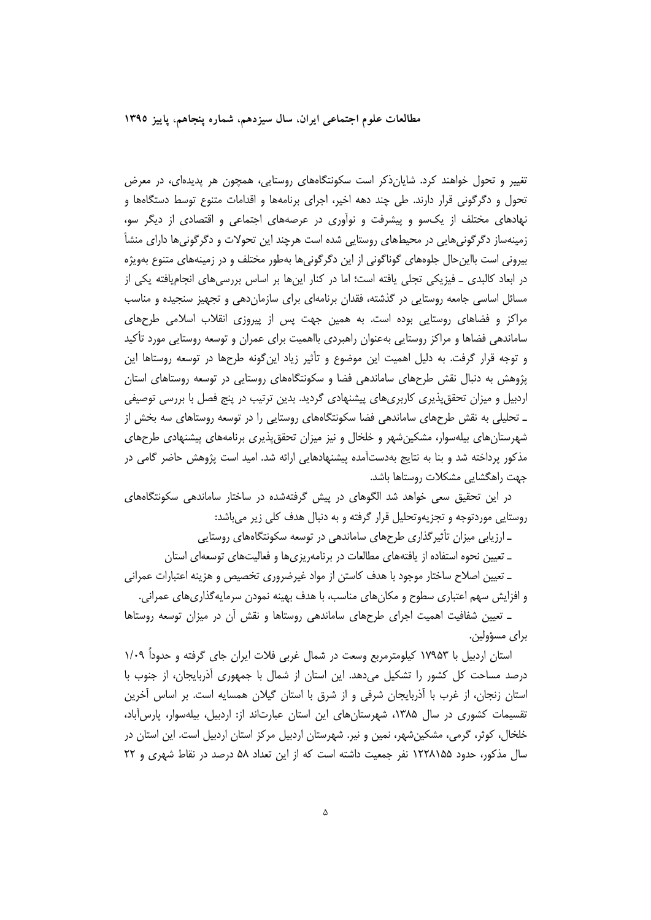تغییر و تحول خواهند کرد. شایان‌ذکر است سکونتگاه‌های روستایی، همچون هر پدیده‌ای، در معرض تحول و دگرگونی قرار دارند. طی چند دهه اخیر، اجرای برنامه‌ها و اقدامات متنوع توسط دستگاه‌ها و نهادهای مختلف از یک‌سو و پیشرفت و نوآوری در عرصه‌های اجتماعی و اقتصادی از دیگر سو، زمینه‌ساز دگرگونی‌هایی در محیط‌های روستایی شده است هرچند این تحولات و دگرگونی‌ها دارای منشأ بیرونی است بااین‌حال جلوه‌های گوناگونی از این دگرگونی‌ها به‌طور مختلف و در زمینه‌های متنوع به‌ویژه در ابعاد کالبدی ـ فیزیکی تجلی یافته است؛ اما در کنار این‌ها بر اساس بررسی‌های انجام‌یافته یکی از مسائل اساسی جامعه روستایی در گذشته، فقدان برنامه‌ای برای سازمان‌دهی و تجهیز سنجیده و مناسب مراکز و فضاهای روستایی بوده است. به همین جهت پس از پیروزی انقلاب اسلامی طرح‌های ساماندهی فضاها و مراکز روستایی به‌عنوان راهبردی بااهمیت برای عمران و توسعه روستایی مورد تأکید و توجه قرار گرفت. به دلیل اهمیت این موضوع و تأثیر زیاد این‌گونه طرح‌ها در توسعه روستاها این پژوهش به دنبال نقش طرح‌های ساماندهی فضا و سکونتگاه‌های روستایی در توسعه روستاهای استان اردبیل و میزان تحقق‌پذیری کاربری‌های پیشنهادی گردید. بدین ترتیب در پنج فصل با بررسی توصیفی ـ تحلیلی به نقش طرح‌های ساماندهی فضا سکونتگاه‌های روستایی را در توسعه روستاهای سه بخش از شهرستان‌های بیله‌سوار، مشکین‌شهر و خلخال و نیز میزان تحقق‌پذیری برنامه‌های پیشنهادی طرح‌های مذکور پرداخته شد و بنا به نتایج به‌دست‌آمده پیشنهادهایی ارائه شد. امید است پژوهش حاضر گامی در جهت راهگشایی مشکلات روستاها باشد.

در این تحقیق سعی خواهد شد الگوهای در پیش گرفته‌شده در ساختار ساماندهی سکونتگاه‌های روستایی موردتوجه و تجزیه‌وتحلیل قرار گرفته و به دنبال هدف کلی زیر می‌باشد:

ـ ارزیابی میزان تأثیرگذاری طرح‌های ساماندهی در توسعه سکونتگاه‌های روستایی

ـ تعیین نحوه استفاده از یافته‌های مطالعات در برنامه‌ریزی‌ها و فعالیت‌های توسعه‌ای استان

ـ تعیین اصلاح ساختار موجود با هدف کاستن از مواد غیرضروری تخصیص و هزینه اعتبارات عمرانی و افزایش سهم اعتباری سطوح و مکان‌های مناسب، با هدف بهینه نمودن سرمایه‌گذاری‌های عمرانی.

ـ تعیین شفافیت اهمیت اجرای طرح‌های ساماندهی روستاها و نقش آن در میزان توسعه روستاها برای مسؤولین.

استان اردبیل با ۱۷۹۵۳ کیلومترمربع وسعت در شمال غربی فلات ایران جای گرفته و حدوداً ۱/۰۹ درصد مساحت کل کشور را تشکیل می‌دهد. این استان از شمال با جمهوری آذربایجان، از جنوب با استان زنجان، از غرب با آذربایجان شرقی و از شرق با استان گیلان همسایه است. بر اساس آخرین تقسیمات کشوری در سال ۱۳۸۵، شهرستان‌های این استان عبارت‌اند از: اردبیل، بیله‌سوار، پارس‌آباد، خلخال، کوثر، گرمی، مشکین‌شهر، نمین و نیر. شهرستان اردبیل مرکز استان اردبیل است. این استان در سال مذکور، حدود ۱۲۲۸۱۵۵ نفر جمعیت داشته است که از این تعداد ۵۸ درصد در نقاط شهری و ۲۲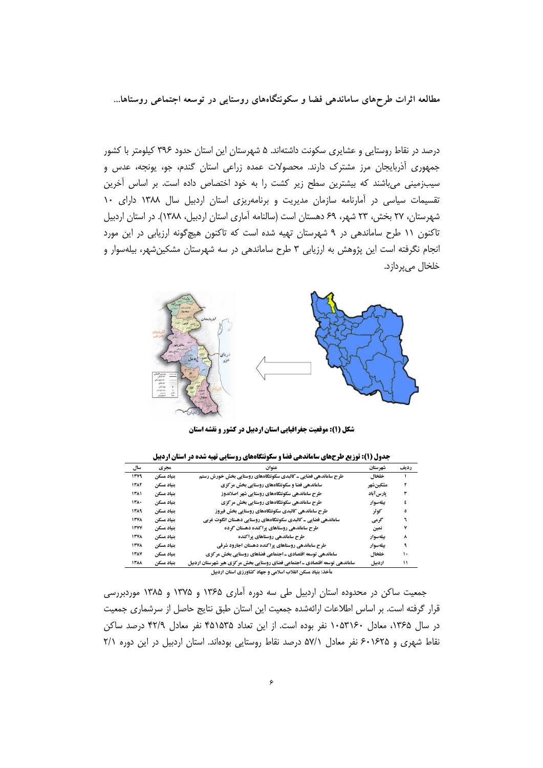درصد در نقاط روستایی و عشایری سکونت داشته‌اند. ۵ شهرستان این استان حدود ۳۹۶ کیلومتر با کشور جمهوری آذربایجان مرز مشترک دارند. محصولات عمده زراعی استان گندم، جو، یونجه، عدس و سیب‌زمینی می‌باشند که بیشترین سطح زیر کشت را به خود اختصاص داده است. بر اساس آخرین تقسیمات سیاسی در آمارنامه سازمان مدیریت و برنامه‌ریزی استان اردبیل سال ۱۳۸۸ دارای ۱۰ شهرستان، ۲۷ بخش، ۲۳ شهر، ۶۹ دهستان است (سالنامه آماری استان اردبیل، ۱۳۸۸). در استان اردبیل تاکنون ۱۱ طرح ساماندهی در ۹ شهرستان تهیه شده است که تاکنون هیچ‌گونه ارزیابی در این مورد انجام نگرفته است این پژوهش به ارزیابی ۳ طرح ساماندهی در سه شهرستان مشکین‌شهر، بیله‌سوار و خلخال می‌پردازد.

**شکل (۱): موقعیت جغرافیایی استان اردبیل در کشور و نقشه استان**

**جدول (۱): توزیع طرح‌های ساماندهی فضا و سکونتگاه‌های روستایی تهیه شده در استان اردبیل**

| ردیف | شهرستان | عنوان | مجری | سال |
|---|---|---|---|---|
| ۱ | خلخال | طرح ساماندهی فضایی ـ کالبدی سکونتگاه‌های روستایی بخش خورش رستم | بنیاد مسکن | ۱۳۷۹ |
| ۲ | مشکین‌شهر | ساماندهی فضا و سکونتگاه‌های روستایی بخش مرکزی | بنیاد مسکن | ۱۳۸۲ |
| ۳ | پارس‌آباد | طرح ساماندهی سکونتگاه‌های روستایی شهر اصلاندوز | بنیاد مسکن | ۱۳۸۱ |
| ٤ | بیله‌سوار | طرح ساماندهی سکونتگاه‌های روستایی بخش مرکزی | بنیاد مسکن | ۱۳۸۰ |
| ٥ | کوثر | طرح ساماندهی کالبدی سکونتگاه‌های روستایی بخش فیروز | بنیاد مسکن | ۱۳۸۹ |
| ٦ | گرمی | ساماندهی فضایی ـ کالبدی سکونتگاه‌های روستایی دهستان انگوت غربی | بنیاد مسکن | ۱۳۷۸ |
| ۷ | نمین | طرح ساماندهی روستاهای پراکنده دهستان گرده | بنیاد مسکن | ۱۳۷۷ |
| ۸ | بیله‌سوار | طرح ساماندهی روستاهای پراکنده | بنیاد مسکن | ۱۳۷۸ |
| ۹ | بیله‌سوار | طرح ساماندهی روستاهای پراکنده دهستان اجارود شرقی | بنیاد مسکن | ۱۳۷۸ |
| ۱۰ | خلخال | ساماندهی توسعه اقتصادی ـ اجتماعی فضاهای روستایی بخش مرکزی | بنیاد مسکن | ۱۳۸۷ |
| ۱۱ | اردبیل | ساماندهی توسعه اقتصادی ـ اجتماعی فضای روستایی بخش مرکزی هیر شهرستان اردبیل | بنیاد مسکن | ۱۳۸۸ |

مأخذ: بنیاد مسکن انقلاب اسلامی و جهاد کشاورزی استان اردبیل

جمعیت ساکن در محدوده استان اردبیل طی سه دوره آماری ۱۳۶۵ و ۱۳۷۵ و ۱۳۸۵ موردبررسی قرار گرفته است. بر اساس اطلاعات ارائه‌شده جمعیت این استان طبق نتایج حاصل از سرشماری جمعیت در سال ۱۳۶۵، معادل ۱۰۵۳۱۶۰ نفر بوده است. از این تعداد ۴۵۱۵۳۵ نفر معادل ۴۲/۹ درصد ساکن نقاط شهری و ۶۰۱۶۲۵ نفر معادل ۵۷/۱ درصد نقاط روستایی بوده‌اند. استان اردبیل در این دوره ۲/۱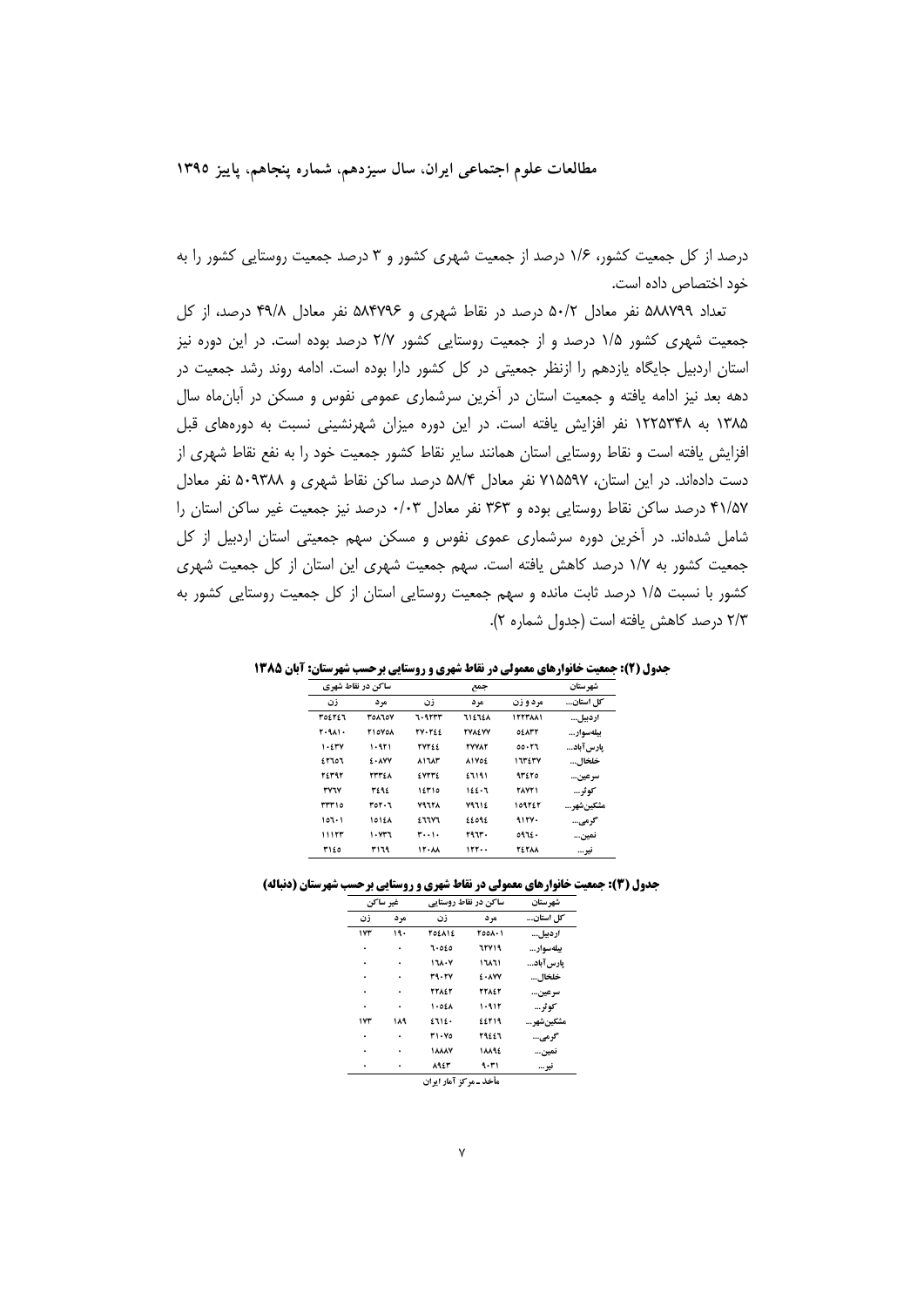درصد از کل جمعیت کشور، ۱/۶ درصد از جمعیت شهری کشور و ۳ درصد جمعیت روستایی کشور را به خود اختصاص داده است.

تعداد ۵۸۸۷۹۹ نفر معادل ۵۰/۲ درصد در نقاط شهری و ۵۸۴۷۹۶ نفر معادل ۴۹/۸ درصد، از کل جمعیت شهری کشور ۱/۵ درصد و از جمعیت روستایی کشور ۲/۷ درصد بوده است. در این دوره نیز استان اردبیل جایگاه یازدهم را ازنظر جمعیتی در کل کشور دارا بوده است. ادامه روند رشد جمعیت در دهه بعد نیز ادامه یافته و جمعیت استان در آخرین سرشماری عمومی نفوس و مسکن در آبان‌ماه سال ۱۳۸۵ به ۱۲۲۵۳۴۸ نفر افزایش یافته است. در این دوره میزان شهرنشینی نسبت به دوره‌های قبل افزایش یافته است و نقاط روستایی استان همانند سایر نقاط کشور جمعیت خود را به نفع نقاط شهری از دست داده‌اند. در این استان، ۷۱۵۵۹۷ نفر معادل ۵۸/۴ درصد ساکن نقاط شهری و ۵۰۹۳۸۸ نفر معادل ۴۱/۵۷ درصد ساکن نقاط روستایی بوده و ۳۶۳ نفر معادل ۰/۰۳ درصد نیز جمعیت غیر ساکن استان را شامل شده‌اند. در آخرین دوره سرشماری عموی نفوس و مسکن سهم جمعیتی استان اردبیل از کل جمعیت کشور به ۱/۷ درصد کاهش یافته است. سهم جمعیت شهری این استان از کل جمعیت شهری کشور با نسبت ۱/۵ درصد ثابت مانده و سهم جمعیت روستایی استان از کل جمعیت روستایی کشور به ۲/۳ درصد کاهش یافته است (جدول شماره ۲).

**جدول (۲): جمعیت خانوارهای معمولی در نقاط شهری و روستایی برحسب شهرستان: آبان ۱۳۸۵**

| شهرستان | جمع | | | ساکن در نقاط شهری | |
|---|---|---|---|---|---|
| | مرد و زن | مرد | زن | مرد | زن |
| کل استان... | ۱۲۲۳۸۸۱ | ۶۱۴۶۴۸ | ۶۰۹۲۳۳ | ۳۵۸۶۵۷ | ۳۵۴۲۴۶ |
| اردبیل... | ۵۴۸۳۲ | ۳۷۸۴۷۷ | ۳۷۰۲۴۴ | ۲۱۵۷۵۸ | ۲۰۹۸۱۰ |
| بیله‌سوار... | ۵۵۰۲۶ | ۲۷۷۸۲ | ۲۷۲۴۴ | ۱۰۹۲۱ | ۱۰۴۳۷ |
| پارس‌آباد... | ۱۶۳۴۳۷ | ۸۱۷۵۴ | ۸۱۶۸۳ | ۴۰۸۷۷ | ۴۲۶۵۶ |
| خلخال... | ۹۳۴۲۵ | ۴۶۱۹۱ | ۴۷۲۳۴ | ۲۳۳۴۸ | ۲۴۳۹۲ |
| سرعین... | ۲۸۷۲۱ | ۱۴۴۰۶ | ۱۴۳۱۵ | ۳۴۹۴ | ۳۷۶۷ |
| کوثر... | ۱۵۹۴۴۲ | ۷۹۶۱۴ | ۷۹۶۲۸ | ۳۵۳۰۶ | ۳۳۳۱۵ |
| مشکین‌شهر... | ۹۱۳۷۰ | ۴۴۵۹۴ | ۴۶۷۷۶ | ۱۵۱۴۸ | ۱۵۶۰۱ |
| گرمی... | ۵۹۶۴۰ | ۲۹۶۳۰ | ۳۰۰۱۰ | ۱۰۷۳۶ | ۱۱۱۲۳ |
| نمین... | ۲۴۲۸۸ | ۱۲۲۰۰ | ۱۲۰۸۸ | ۳۱۶۹ | ۳۱۴۵ |
| نیر... | | | | | |

**جدول (۳): جمعیت خانوارهای معمولی در نقاط شهری و روستایی برحسب شهرستان (دنباله)**

| شهرستان | ساکن در نقاط روستایی | | غیر ساکن | |
|---|---|---|---|---|
| | مرد | زن | مرد | زن |
| کل استان... | ۲۵۵۸۰۱ | ۲۵۴۸۱۴ | ۱۹۰ | ۱۷۳ |
| اردبیل... | ۶۲۷۱۹ | ۶۰۵۴۵ | ۰ | ۰ |
| بیله‌سوار... | ۱۶۸۶۱ | ۱۶۸۰۷ | ۰ | ۰ |
| پارس‌آباد... | ۴۰۸۷۷ | ۳۹۰۲۷ | ۰ | ۰ |
| خلخال... | ۲۲۸۴۲ | ۲۲۸۴۲ | ۰ | ۰ |
| سرعین... | ۱۰۹۱۲ | ۱۰۵۴۸ | ۰ | ۰ |
| کوثر... | ۴۴۳۱۹ | ۴۶۱۴۰ | ۱۸۹ | ۱۷۳ |
| مشکین‌شهر... | ۲۹۴۴۶ | ۳۱۰۷۵ | ۰ | ۰ |
| گرمی... | ۱۸۸۹۴ | ۱۸۸۸۷ | ۰ | ۰ |
| نمین... | ۹۰۳۱ | ۸۹۴۳ | ۰ | ۰ |
| نیر... | | | | |

مأخذ ـ مرکز آمار ایران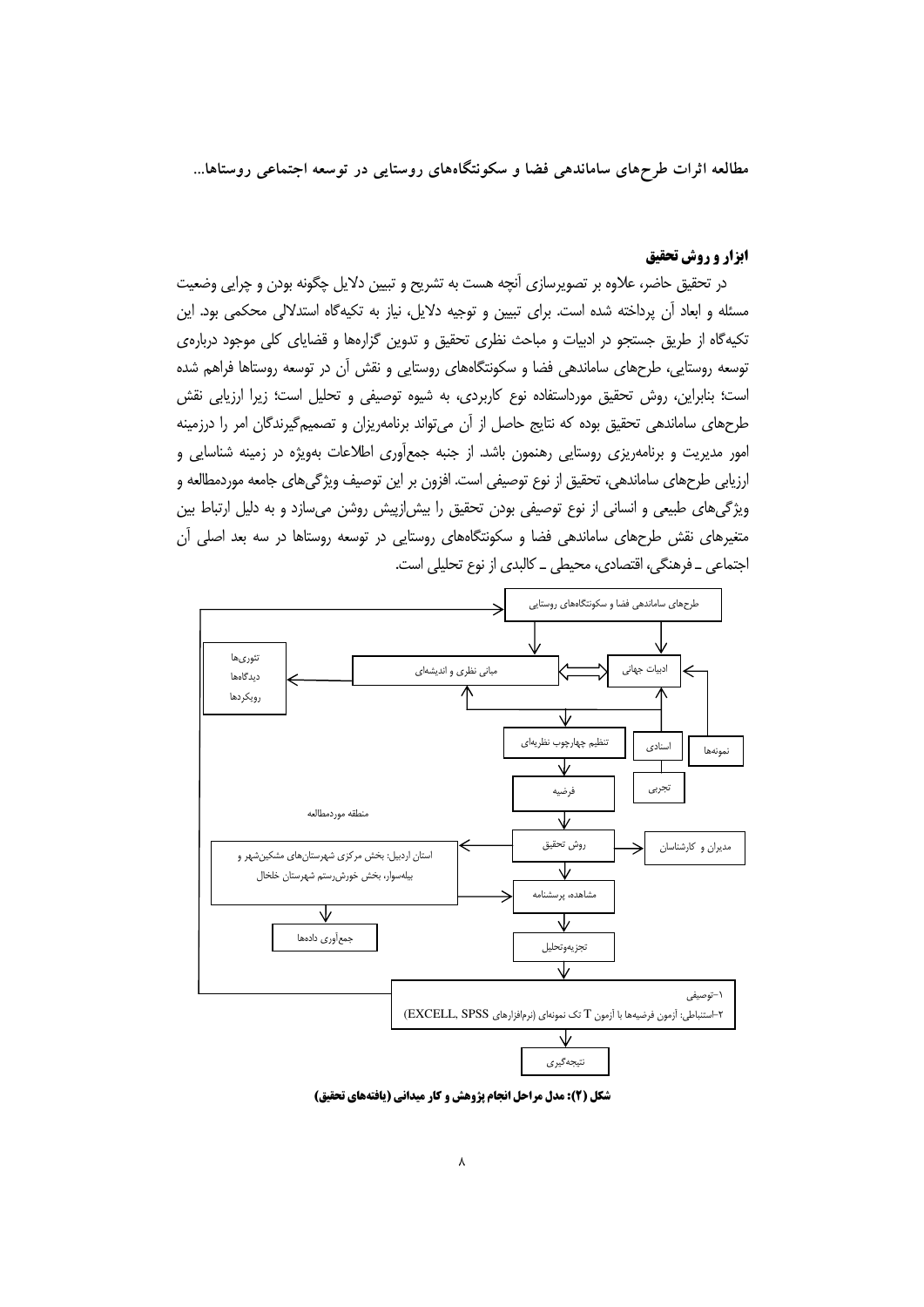## ابزار و روش تحقیق

در تحقیق حاضر، علاوه بر تصویرسازی آنچه هست به تشریح و تبیین دلایل چگونه بودن و چرایی وضعیت مسئله و ابعاد آن پرداخته شده است. برای تبیین و توجیه دلایل، نیاز به تکیه‌گاه استدلالی محکمی بود. این تکیه‌گاه از طریق جستجو در ادبیات و مباحث نظری تحقیق و تدوین گزاره‌ها و قضایای کلی موجود درباره‌ی توسعه روستایی، طرح‌های ساماندهی فضا و سکونتگاه‌های روستایی و نقش آن در توسعه روستاها فراهم شده است؛ بنابراین، روش تحقیق مورداستفاده نوع کاربردی، به شیوه توصیفی و تحلیل است؛ زیرا ارزیابی نقش طرح‌های ساماندهی تحقیق بوده که نتایج حاصل از آن می‌تواند برنامه‌ریزان و تصمیم‌گیرندگان امر را درزمینه امور مدیریت و برنامه‌ریزی روستایی رهنمون باشد. از جنبه جمع‌آوری اطلاعات به‌ویژه در زمینه شناسایی و ارزیابی طرح‌های ساماندهی، تحقیق از نوع توصیفی است. افزون بر این توصیف ویژگی‌های جامعه موردمطالعه و ویژگی‌های طبیعی و انسانی از نوع توصیفی بودن تحقیق را بیش‌ازپیش روشن می‌سازد و به دلیل ارتباط بین متغیرهای نقش طرح‌های ساماندهی فضا و سکونتگاه‌های روستایی در توسعه روستاها در سه بعد اصلی آن اجتماعی ـ فرهنگی، اقتصادی، محیطی ـ کالبدی از نوع تحلیلی است.

طرح‌های ساماندهی فضا و سکونتگاه‌های روستایی

مبانی نظری و اندیشه‌ای ⟺ ادبیات جهانی

تئوری‌ها
دیدگاه‌ها
رویکردها

تنظیم چهارچوب نظریه‌ای | اسنادی | نمونه‌ها

تجربی

فرضیه

منطقه موردمطالعه

استان اردبیل: بخش مرکزی شهرستان‌های مشکین‌شهر و بیله‌سوار، بخش خورش‌رستم شهرستان خلخال

روش تحقیق | مدیران و کارشناسان

مشاهده، پرسشنامه

جمع‌آوری داده‌ها

تجزیه‌وتحلیل

۱-توصیفی
۲-استنباطی: آزمون فرضیه‌ها با آزمون T تک نمونه‌ای (نرم‌افزارهای EXCELL, SPSS)

نتیجه‌گیری

**شکل (۲): مدل مراحل انجام پژوهش و کار میدانی (یافته‌های تحقیق)**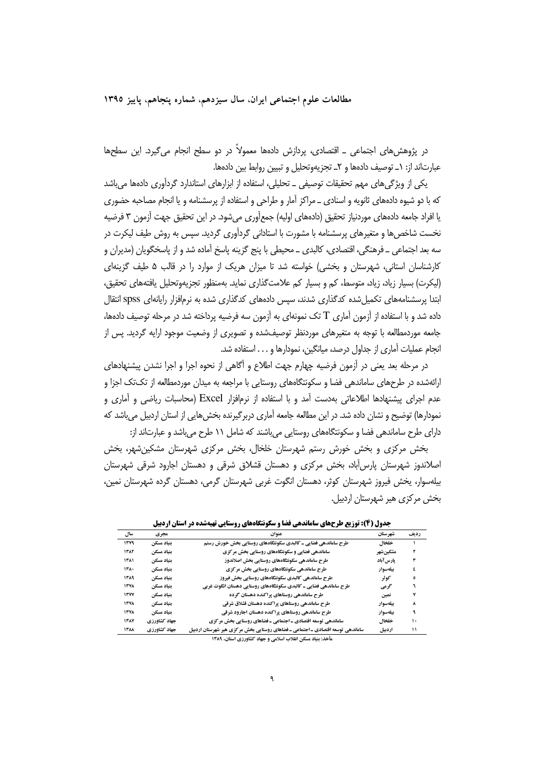در پژوهش‌های اجتماعی ـ اقتصادی، پردازش داده‌ها معمولاً در دو سطح انجام می‌گیرد. این سطح‌ها عبارت‌اند از: ۱ـ توصیف داده‌ها و ۲ـ تجزیه‌وتحلیل و تبیین روابط بین داده‌ها.

یکی از ویژگی‌های مهم تحقیقات توصیفی ـ تحلیلی، استفاده از ابزارهای استاندارد گردآوری داده‌ها می‌باشد که با دو شیوه داده‌های ثانویه و اسنادی ـ مراکز آمار و طراحی و استفاده از پرسشنامه و یا انجام مصاحبه حضوری یا افراد جامعه داده‌های موردنیاز تحقیق (داده‌های اولیه) جمع‌آوری می‌شود. در این تحقیق جهت آزمون ۳ فرضیه نخست شاخص‌ها و متغیرهای پرسشنامه با مشورت با استادانی گردآوری گردید. سپس به روش طیف لیکرت در سه بعد اجتماعی ـ فرهنگی، اقتصادی، کالبدی ـ محیطی با پنج گزینه پاسخ آماده شد و از پاسخگویان (مدیران و کارشناسان استانی، شهرستان و بخشی) خواسته شد تا میزان هریک از موارد را در قالب ۵ طیف گزینه‌ای (لیکرت) بسیار زیاد، زیاد، متوسط، کم و بسیار کم علامت‌گذاری نماید. به‌منظور تجزیه‌وتحلیل یافته‌های تحقیق، ابتدا پرسشنامه‌های تکمیل‌شده کدگذاری شدند، سپس داده‌های کدگذاری شده به نرم‌افزار رایانه‌ای spss انتقال داده شد و با استفاده از آزمون آماری T تک نمونه‌ای به آزمون سه فرضیه پرداخته شد در مرحله توصیف داده‌ها، جامعه موردمطالعه با توجه به متغیرهای موردنظر توصیف‌شده و تصویری از وضعیت موجود ارایه گردید. پس از انجام عملیات آماری از جداول درصد، میانگین، نمودارها و . . . استفاده شد.

در مرحله بعد یعنی در آزمون فرضیه چهارم جهت اطلاع و آگاهی از نحوه اجرا و اجرا نشدن پیشنهادهای ارائه‌شده در طرح‌های ساماندهی فضا و سکونتگاه‌های روستایی با مراجعه به میدان موردمطالعه از تک‌تک اجزا و عدم اجرای پیشنهادها اطلاعاتی به‌دست آمد و با استفاده از نرم‌افزار Excel (محاسبات ریاضی و آماری و نمودارها) توضیح و نشان داده شد. در این مطالعه جامعه آماری دربرگیرنده بخش‌هایی از استان اردبیل می‌باشد که دارای طرح ساماندهی فضا و سکونتگاه‌های روستایی می‌باشند که شامل ۱۱ طرح می‌باشد و عبارت‌اند از:

بخش مرکزی و بخش خورش رستم شهرستان خلخال، بخش مرکزی شهرستان مشکین‌شهر، بخش اصلاندوز شهرستان پارس‌آباد، بخش مرکزی و دهستان قشلاق شرقی و دهستان اجارود شرقی شهرستان بیله‌سوار، بخش فیروز شهرستان کوثر، دهستان انگوت غربی شهرستان گرمی، دهستان گرده شهرستان نمین، بخش مرکزی هیر شهرستان اردبیل.

**جدول (۴): توزیع طرح‌های ساماندهی فضا و سکونتگاه‌های روستایی تهیه‌شده در استان اردبیل**

| ردیف | شهرستان | عنوان | مجری | سال |
|---|---|---|---|---|
| ۱ | خلخال | طرح ساماندهی فضایی ـ کالبدی سکونتگاه‌های روستایی بخش خورش رستم | بنیاد مسکن | ۱۳۷۹ |
| ۲ | مشکین‌شهر | ساماندهی فضایی و سکونتگاه‌های روستایی بخش مرکزی | بنیاد مسکن | ۱۳۸۲ |
| ۳ | پارس‌آباد | طرح ساماندهی سکونتگاه‌های روستایی بخش اصلاندوز | بنیاد مسکن | ۱۳۸۱ |
| ٤ | بیله‌سوار | طرح ساماندهی سکونتگاه‌های روستایی بخش مرکزی | بنیاد مسکن | ۱۳۸۰ |
| ٥ | کوثر | طرح ساماندهی سکونتگاه‌های روستایی بخش فیروز | بنیاد مسکن | ۱۳۸۹ |
| ٦ | گرمی | طرح ساماندهی فضایی ـ کالبدی سکونتگاه‌های روستایی دهستان انگوت غربی | بنیاد مسکن | ۱۳۷۸ |
| ۷ | نمین | طرح ساماندهی روستاهای پراکنده دهستان گرده | بنیاد مسکن | ۱۳۷۷ |
| ۸ | بیله‌سوار | طرح ساماندهی روستاهای پراکنده دهستان قشلاق شرقی | بنیاد مسکن | ۱۳۷۸ |
| ۹ | بیله‌سوار | طرح ساماندهی روستاهای پراکنده دهستان اجارود شرقی | بنیاد مسکن | ۱۳۷۸ |
| ۱۰ | خلخال | ساماندهی توسعه اقتصادی ـ اجتماعی ـ فضاهای روستایی بخش مرکزی | جهاد کشاورزی | ۱۳۸۷ |
| ۱۱ | اردبیل | ساماندهی توسعه اقتصادی ـ اجتماعی ـ فضاهای روستایی بخش مرکزی هیر شهرستان اردبیل | جهاد کشاورزی | ۱۳۸۸ |

مأخذ: بنیاد مسکن انقلاب اسلامی و جهاد کشاورزی استان، ۱۳۸۹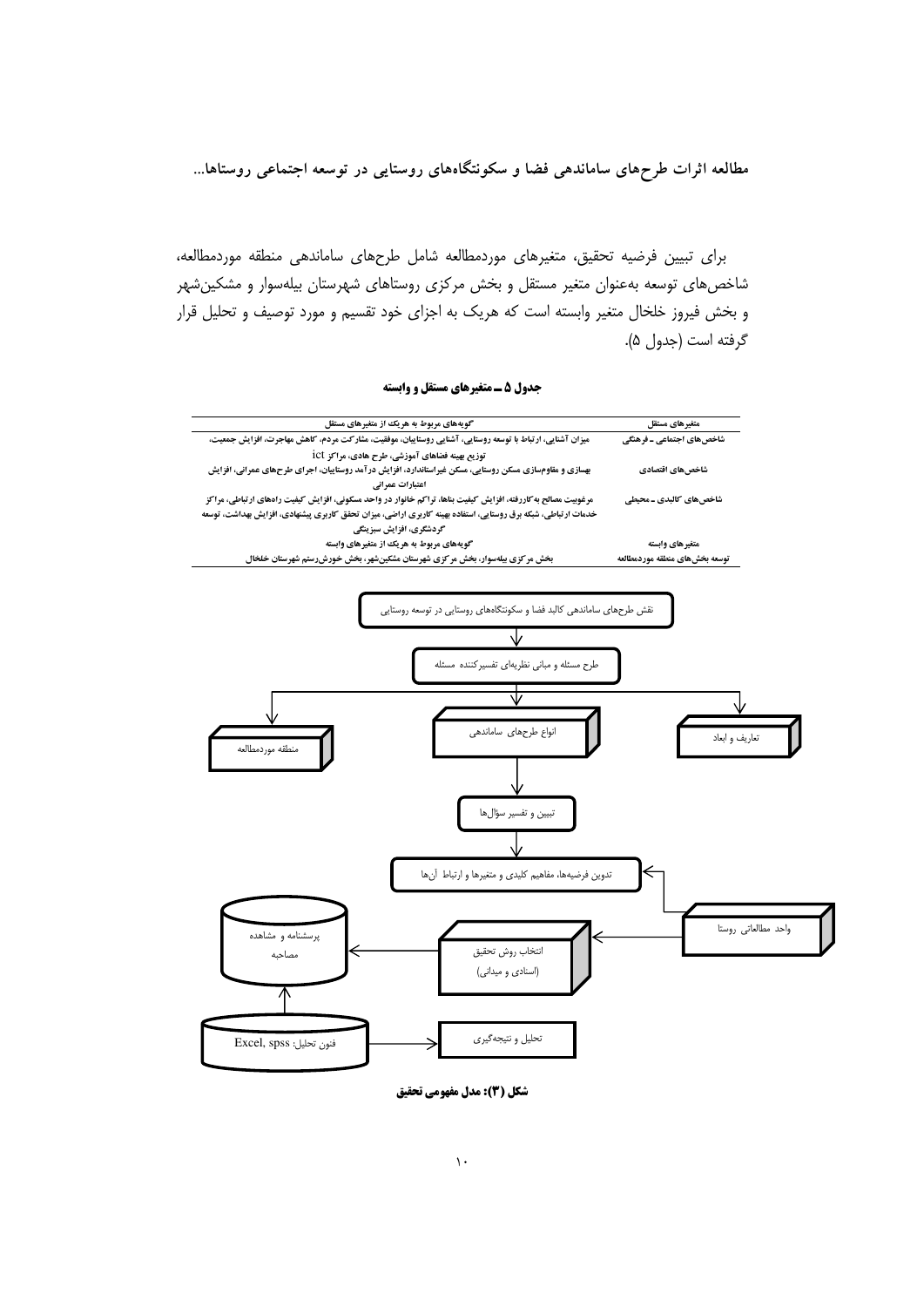برای تبیین فرضیه تحقیق، متغیرهای موردمطالعه شامل طرح‌های ساماندهی منطقه موردمطالعه، شاخص‌های توسعه به‌عنوان متغیر مستقل و بخش مرکزی روستاهای شهرستان بیله‌سوار و مشکین‌شهر و بخش فیروز خلخال متغیر وابسته است که هریک به اجزای خود تقسیم و مورد توصیف و تحلیل قرار گرفته است (جدول ۵).

**جدول ۵ ـ متغیرهای مستقل و وابسته**

| متغیرهای مستقل | گویه‌های مربوط به هریک از متغیرهای مستقل |
| --- | --- |
| شاخص‌های اجتماعی ـ فرهنگی | میزان آشنایی، ارتباط با توسعه روستایی، آشنایی روستاییان، موفقیت، مشارکت مردم، کاهش مهاجرت، افزایش جمعیت، توزیع بهینه فضاهای آموزشی، طرح هادی، مراکز ict |
| شاخص‌های اقتصادی | بهسازی و مقاوم‌سازی مسکن روستایی، مسکن غیراستاندارد، افزایش درآمد روستاییان، اجرای طرح‌های عمرانی، افزایش اعتبارات عمرانی |
| شاخص‌های کالبدی ـ محیطی | مرغوبیت مصالح به‌کاررفته، افزایش کیفیت بناها، تراکم خانوار در واحد مسکونی، افزایش کیفیت راه‌های ارتباطی، مراکز خدمات ارتباطی، شبکه برق روستایی، استفاده بهینه کاربری اراضی، میزان تحقق کاربری پیشنهادی، افزایش بهداشت، توسعه گردشگری، افزایش سبزینگی |
| **متغیرهای وابسته** | **گویه‌های مربوط به هریک از متغیرهای وابسته** |
| توسعه بخش‌های منطقه موردمطالعه | بخش مرکزی بیله‌سوار، بخش مرکزی شهرستان مشکین‌شهر، بخش خورش‌رستم شهرستان خلخال |

- نقش طرح‌های ساماندهی کالبد فضا و سکونتگاه‌های روستایی در توسعه روستایی
- طرح مسئله و مبانی نظریه‌ای تفسیرکننده مسئله
- منطقه موردمطالعه / انواع طرح‌های ساماندهی / تعاریف و ابعاد
- تبیین و تفسیر سؤال‌ها
- تدوین فرضیه‌ها، مفاهیم کلیدی و متغیرها و ارتباط آن‌ها
- واحد مطالعاتی روستا
- انتخاب روش تحقیق (اسنادی و میدانی)
- پرسشنامه و مشاهده مصاحبه
- فنون تحلیل: Excel, spss
- تحلیل و نتیجه‌گیری

**شکل (۳): مدل مفهومی تحقیق**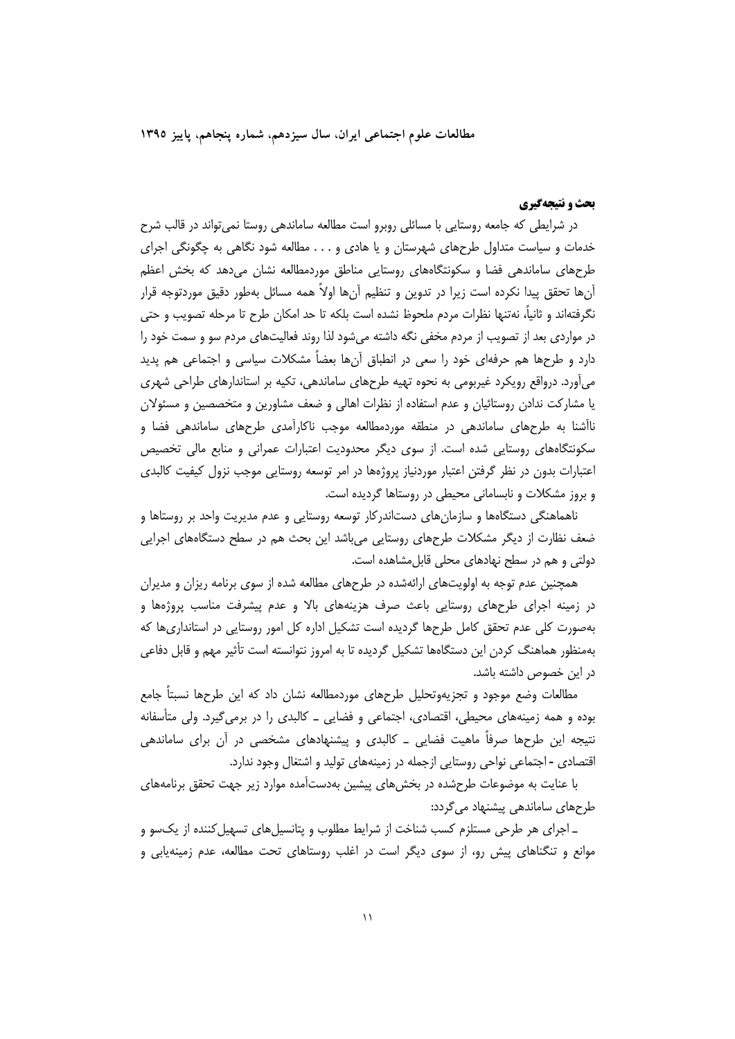## بحث و نتیجه‌گیری

در شرایطی که جامعه روستایی با مسائلی روبرو است مطالعه ساماندهی روستا نمی‌تواند در قالب شرح خدمات و سیاست متداول طرح‌های شهرستان و یا هادی و . . . مطالعه شود نگاهی به چگونگی اجرای طرح‌های ساماندهی فضا و سکونتگاه‌های روستایی مناطق موردمطالعه نشان می‌دهد که بخش اعظم آن‌ها تحقق پیدا نکرده است زیرا در تدوین و تنظیم آن‌ها اولاً همه مسائل به‌طور دقیق موردتوجه قرار نگرفته‌اند و ثانیاً، نه‌تنها نظرات مردم ملحوظ نشده است بلکه تا حد امکان طرح تا مرحله تصویب و حتی در مواردی بعد از تصویب از مردم مخفی نگه داشته می‌شود لذا روند فعالیت‌های مردم سو و سمت خود را دارد و طرح‌ها هم حرفه‌ای خود را سعی در انطباق آن‌ها بعضاً مشکلات سیاسی و اجتماعی هم پدید می‌آورد. درواقع رویکرد غیربومی به نحوه تهیه طرح‌های ساماندهی، تکیه بر استانداردهای طراحی شهری یا مشارکت ندادن روستائیان و عدم استفاده از نظرات اهالی و ضعف مشاورین و متخصصین و مسئولان ناآشنا به طرح‌های ساماندهی در منطقه موردمطالعه موجب ناکارآمدی طرح‌های ساماندهی فضا و سکونتگاه‌های روستایی شده است. از سوی دیگر محدودیت اعتبارات عمرانی و منابع مالی تخصیص اعتبارات بدون در نظر گرفتن اعتبار موردنیاز پروژه‌ها در امر توسعه روستایی موجب نزول کیفیت کالبدی و بروز مشکلات و نابسامانی محیطی در روستاها گردیده است.

ناهماهنگی دستگاه‌ها و سازمان‌های دست‌اندرکار توسعه روستایی و عدم مدیریت واحد بر روستاها و ضعف نظارت از دیگر مشکلات طرح‌های روستایی می‌باشد این بحث هم در سطح دستگاه‌های اجرایی دولتی و هم در سطح نهادهای محلی قابل‌مشاهده است.

همچنین عدم توجه به اولویت‌های ارائه‌شده در طرح‌های مطالعه شده از سوی برنامه ریزان و مدیران در زمینه اجرای طرح‌های روستایی باعث صرف هزینه‌های بالا و عدم پیشرفت مناسب پروژه‌ها و به‌صورت کلی عدم تحقق کامل طرح‌ها گردیده است تشکیل اداره کل امور روستایی در استانداری‌ها که به‌منظور هماهنگ کردن این دستگاه‌ها تشکیل گردیده تا به امروز نتوانسته است تأثیر مهم و قابل دفاعی در این خصوص داشته باشد.

مطالعات وضع موجود و تجزیه‌وتحلیل طرح‌های موردمطالعه نشان داد که این طرح‌ها نسبتاً جامع بوده و همه زمینه‌های محیطی، اقتصادی، اجتماعی و فضایی ـ کالبدی را در برمی‌گیرد. ولی متأسفانه نتیجه این طرح‌ها صرفاً ماهیت فضایی ـ کالبدی و پیشنهادهای مشخصی در آن برای ساماندهی اقتصادی - اجتماعی نواحی روستایی ازجمله در زمینه‌های تولید و اشتغال وجود ندارد.

با عنایت به موضوعات طرح‌شده در بخش‌های پیشین به‌دست‌آمده موارد زیر جهت تحقق برنامه‌های طرح‌های ساماندهی پیشنهاد می‌گردد:

ـ اجرای هر طرحی مستلزم کسب شناخت از شرایط مطلوب و پتانسیل‌های تسهیل‌کننده از یک‌سو و موانع و تنگناهای پیش رو، از سوی دیگر است در اغلب روستاهای تحت مطالعه، عدم زمینه‌یابی و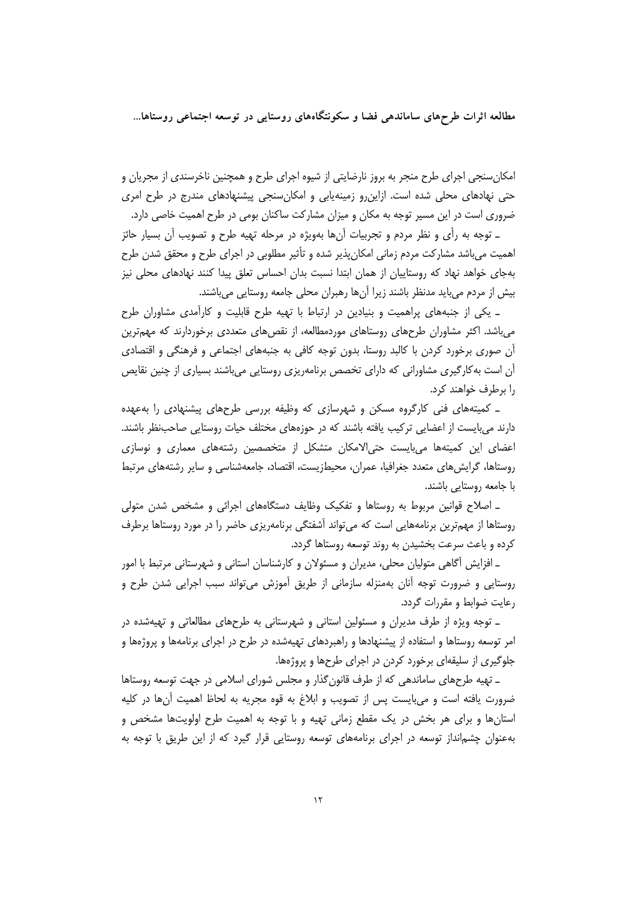امکان‌سنجی اجرای طرح منجر به بروز نارضایتی از شیوه اجرای طرح و همچنین ناخرسندی از مجریان و حتی نهادهای محلی شده است. ازاین‌رو زمینه‌یابی و امکان‌سنجی پیشنهادهای مندرج در طرح امری ضروری است در این مسیر توجه به مکان و میزان مشارکت ساکنان بومی در طرح اهمیت خاصی دارد.

ـ توجه به رأی و نظر مردم و تجربیات آن‌ها به‌ویژه در مرحله تهیه طرح و تصویب آن بسیار حائز اهمیت می‌باشد مشارکت مردم زمانی امکان‌پذیر شده و تأثیر مطلوبی در اجرای طرح و محقق شدن طرح به‌جای خواهد نهاد که روستاییان از همان ابتدا نسبت بدان احساس تعلق پیدا کنند نهادهای محلی نیز بیش از مردم می‌باید مدنظر باشند زیرا آن‌ها رهبران محلی جامعه روستایی می‌باشند.

ـ یکی از جنبه‌های پراهمیت و بنیادین در ارتباط با تهیه طرح قابلیت و کارآمدی مشاوران طرح می‌باشد. اکثر مشاوران طرح‌های روستاهای موردمطالعه، از نقص‌های متعددی برخوردارند که مهم‌ترین آن صوری برخورد کردن با کالبد روستا، بدون توجه کافی به جنبه‌های اجتماعی و فرهنگی و اقتصادی آن است به‌کارگیری مشاورانی که دارای تخصص برنامه‌ریزی روستایی می‌باشند بسیاری از چنین نقایص را برطرف خواهند کرد.

ـ کمیته‌های فنی کارگروه مسکن و شهرسازی که وظیفه بررسی طرح‌های پیشنهادی را به‌عهده دارند می‌بایست از اعضایی ترکیب یافته باشند که در حوزه‌های مختلف حیات روستایی صاحب‌نظر باشند. اعضای این کمیته‌ها می‌بایست حتی‌الامکان متشکل از متخصصین رشته‌های معماری و نوسازی روستاها، گرایش‌های متعدد جغرافیا، عمران، محیط‌زیست، اقتصاد، جامعه‌شناسی و سایر رشته‌های مرتبط با جامعه روستایی باشند.

ـ اصلاح قوانین مربوط به روستاها و تفکیک وظایف دستگاه‌های اجرائی و مشخص شدن متولی روستاها از مهم‌ترین برنامه‌هایی است که می‌تواند آشفتگی برنامه‌ریزی حاضر را در مورد روستاها برطرف کرده و باعث سرعت بخشیدن به روند توسعه روستاها گردد.

ـ افزایش آگاهی متولیان محلی، مدیران و مسئولان و کارشناسان استانی و شهرستانی مرتبط با امور روستایی و ضرورت توجه آنان به‌منزله سازمانی از طریق آموزش می‌تواند سبب اجرایی شدن طرح و رعایت ضوابط و مقررات گردد.

ـ توجه ویژه از طرف مدیران و مسئولین استانی و شهرستانی به طرح‌های مطالعاتی و تهیه‌شده در امر توسعه روستاها و استفاده از پیشنهادها و راهبردهای تهیه‌شده در طرح در اجرای برنامه‌ها و پروژه‌ها و جلوگیری از سلیقه‌ای برخورد کردن در اجرای طرح‌ها و پروژه‌ها.

ـ تهیه طرح‌های ساماندهی که از طرف قانون‌گذار و مجلس شورای اسلامی در جهت توسعه روستاها ضرورت یافته است و می‌بایست پس از تصویب و ابلاغ به قوه مجریه به لحاظ اهمیت آن‌ها در کلیه استان‌ها و برای هر بخش در یک مقطع زمانی تهیه و با توجه به اهمیت طرح اولویت‌ها مشخص و به‌عنوان چشم‌انداز توسعه در اجرای برنامه‌های توسعه روستایی قرار گیرد که از این طریق با توجه به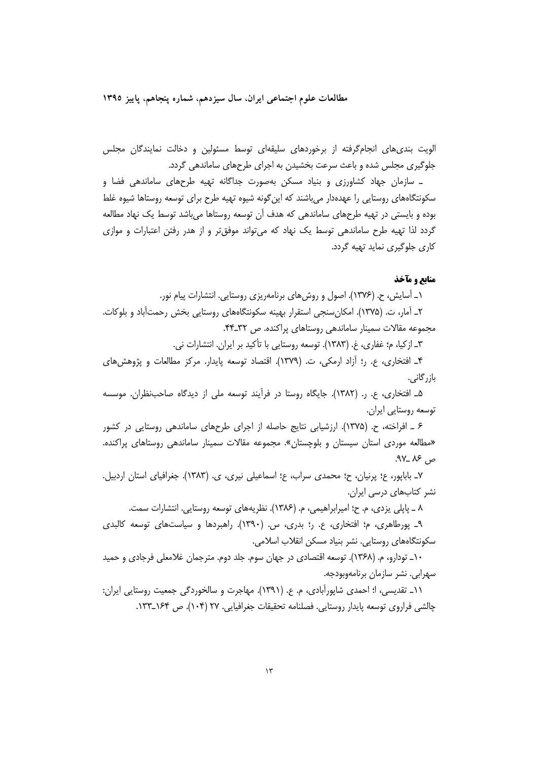الویت بندی‌های انجام‌گرفته از برخوردهای سلیقه‌ای توسط مسئولین و دخالت نمایندگان مجلس جلوگیری مجلس شده و باعث سرعت بخشیدن به اجرای طرح‌های ساماندهی گردد.

ـ سازمان جهاد کشاورزی و بنیاد مسکن به‌صورت جداگانه تهیه طرح‌های ساماندهی فضا و سکونتگاه‌های روستایی را عهده‌دار می‌باشند که این‌گونه شیوه تهیه طرح برای توسعه روستاها شیوه غلط بوده و بایستی در تهیه طرح‌های ساماندهی که هدف آن توسعه روستاها می‌باشد توسط یک نهاد مطالعه گردد لذا تهیه طرح ساماندهی توسط یک نهاد که می‌تواند موفق‌تر و از هدر رفتن اعتبارات و موازی کاری جلوگیری نماید تهیه گردد.

### منابع و مآخذ

۱ـ آسایش، ح. (۱۳۷۶). اصول و روش‌های برنامه‌ریزی روستایی. انتشارات پیام نور.

۲ـ آمار، ت. (۱۳۷۵). امکان‌سنجی استقرار بهینه سکونتگاه‌های روستایی بخش رحمت‌آباد و بلوکات. مجموعه مقالات سمینار ساماندهی روستاهای پراکنده. ص ۳۲ـ۴۴.

۳ـ ازکیا، م؛ غفاری، غ. (۱۳۸۳). توسعه روستایی با تأکید بر ایران. انتشارات نی.

۴ـ افتخاری، ع. ر؛ آزاد ارمکی، ت. (۱۳۷۹). اقتصاد توسعه پایدار. مرکز مطالعات و پژوهش‌های بازرگانی.

۵ـ افتخاری، ع. ر. (۱۳۸۲). جایگاه روستا در فرآیند توسعه ملی از دیدگاه صاحب‌نظران. موسسه توسعه روستایی ایران.

۶ ـ افراخته، ح. (۱۳۷۵). ارزشیابی نتایج حاصله از اجرای طرح‌های ساماندهی روستایی در کشور «مطالعه موردی استان سیستان و بلوچستان». مجموعه مقالات سمینار ساماندهی روستاهای پراکنده. ص ۸۶ ـ۹۷.

۷ـ باباپور، ع؛ پرنیان، ح؛ محمدی سراب، ع؛ اسماعیلی نیری، ی. (۱۳۸۳). جغرافیای استان اردبیل. نشر کتاب‌های درسی ایران.

۸ ـ پاپلی یزدی، م. ح؛ امیرابراهیمی، م. (۱۳۸۶). نظریه‌های توسعه روستایی. انتشارات سمت.

۹ـ پورطاهری، م؛ افتخاری، ع. ر؛ بدری، س. (۱۳۹۰). راهبردها و سیاست‌های توسعه کالبدی سکونتگاه‌های روستایی. نشر بنیاد مسکن انقلاب اسلامی.

۱۰ـ تودارو، م. (۱۳۶۸). توسعه اقتصادی در جهان سوم. جلد دوم. مترجمان غلامعلی فرجادی و حمید سهرابی. نشر سازمان برنامه‌وبودجه.

۱۱ـ تقدیسی، ا؛ احمدی شاپورآبادی، م. ع. (۱۳۹۱). مهاجرت و سالخوردگی جمعیت روستایی ایران: چالشی فراروی توسعه پایدار روستایی. فصلنامه تحقیقات جغرافیایی. ۲۷ (۱۰۴). ص ۱۶۴ـ۱۳۳.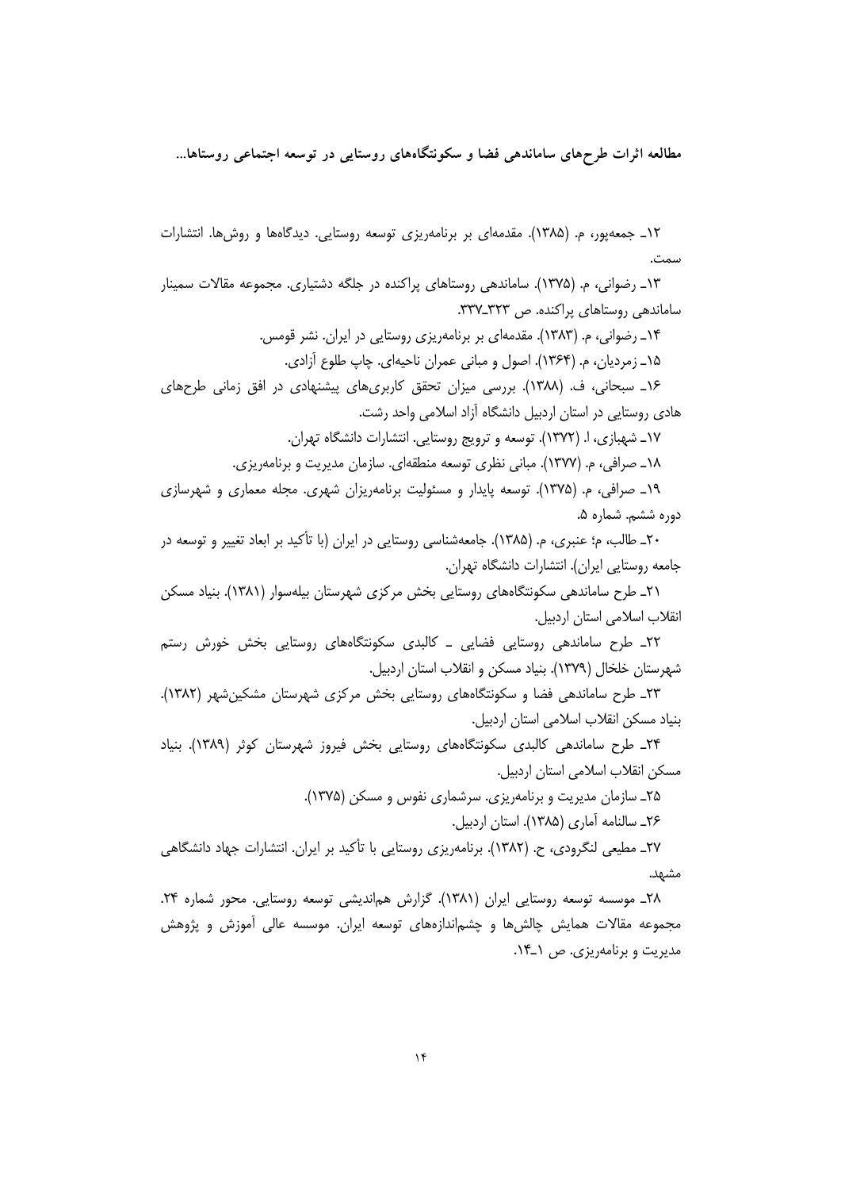۱۲ـ جمعه‌پور، م. (۱۳۸۵). مقدمه‌ای بر برنامه‌ریزی توسعه روستایی. دیدگاه‌ها و روش‌ها. انتشارات سمت.

۱۳ـ رضوانی، م. (۱۳۷۵). ساماندهی روستاهای پراکنده در جلگه دشتیاری. مجموعه مقالات سمینار ساماندهی روستاهای پراکنده. ص ۳۲۳ـ۳۳۷.

۱۴ـ رضوانی، م. (۱۳۸۳). مقدمه‌ای بر برنامه‌ریزی روستایی در ایران. نشر قومس.

۱۵ـ زمردیان، م. (۱۳۶۴). اصول و مبانی عمران ناحیه‌ای. چاپ طلوع آزادی.

۱۶ـ سبحانی، ف. (۱۳۸۸). بررسی میزان تحقق کاربری‌های پیشنهادی در افق زمانی طرح‌های هادی روستایی در استان اردبیل دانشگاه آزاد اسلامی واحد رشت.

۱۷ـ شهبازی، ا. (۱۳۷۲). توسعه و ترویج روستایی. انتشارات دانشگاه تهران.

۱۸ـ صرافی، م. (۱۳۷۷). مبانی نظری توسعه منطقه‌ای. سازمان مدیریت و برنامه‌ریزی.

۱۹ـ صرافی، م. (۱۳۷۵). توسعه پایدار و مسئولیت برنامه‌ریزان شهری. مجله معماری و شهرسازی دوره ششم. شماره ۵.

۲۰ـ طالب، م؛ عنبری، م. (۱۳۸۵). جامعه‌شناسی روستایی در ایران (با تأکید بر ابعاد تغییر و توسعه در جامعه روستایی ایران). انتشارات دانشگاه تهران.

۲۱ـ طرح ساماندهی سکونتگاه‌های روستایی بخش مرکزی شهرستان بیله‌سوار (۱۳۸۱). بنیاد مسکن انقلاب اسلامی استان اردبیل.

۲۲ـ طرح ساماندهی روستایی فضایی ـ کالبدی سکونتگاه‌های روستایی بخش خورش رستم شهرستان خلخال (۱۳۷۹). بنیاد مسکن و انقلاب استان اردبیل.

۲۳ـ طرح ساماندهی فضا و سکونتگاه‌های روستایی بخش مرکزی شهرستان مشکین‌شهر (۱۳۸۲). بنیاد مسکن انقلاب اسلامی استان اردبیل.

۲۴ـ طرح ساماندهی کالبدی سکونتگاه‌های روستایی بخش فیروز شهرستان کوثر (۱۳۸۹). بنیاد مسکن انقلاب اسلامی استان اردبیل.

۲۵ـ سازمان مدیریت و برنامه‌ریزی. سرشماری نفوس و مسکن (۱۳۷۵).

۲۶ـ سالنامه آماری (۱۳۸۵). استان اردبیل.

۲۷ـ مطیعی لنگرودی، ح. (۱۳۸۲). برنامه‌ریزی روستایی با تأکید بر ایران. انتشارات جهاد دانشگاهی مشهد.

۲۸ـ موسسه توسعه روستایی ایران (۱۳۸۱). گزارش هم‌اندیشی توسعه روستایی. محور شماره ۲۴. مجموعه مقالات همایش چالش‌ها و چشم‌اندازه‌های توسعه ایران. موسسه عالی آموزش و پژوهش مدیریت و برنامه‌ریزی. ص ۱ـ۱۴.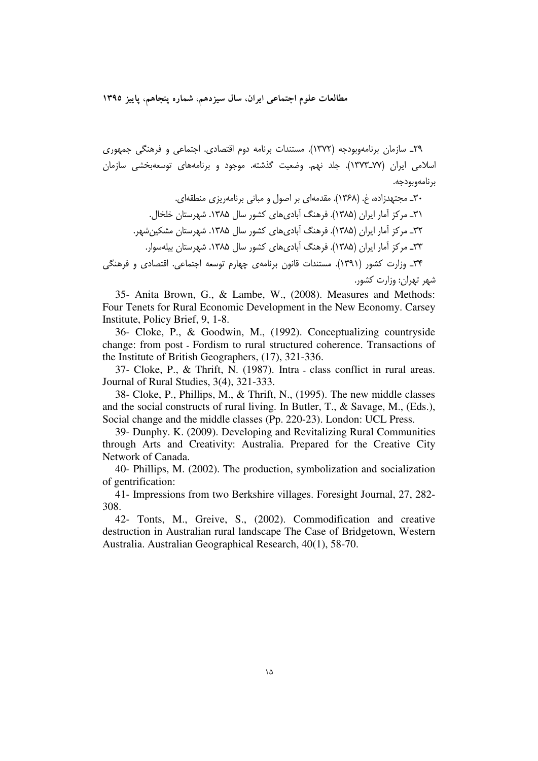۲۹ـ سازمان برنامه‌وبودجه (۱۳۷۲). مستندات برنامه دوم اقتصادی. اجتماعی و فرهنگی جمهوری اسلامی ایران (۷۷ـ۱۳۷۳). جلد نهم. وضعیت گذشته. موجود و برنامه‌های توسعه‌بخشی سازمان برنامه‌وبودجه.

۳۰ـ مجتهدزاده، غ. (۱۳۶۸). مقدمه‌ای بر اصول و مبانی برنامه‌ریزی منطقه‌ای.

۳۱ـ مرکز آمار ایران (۱۳۸۵). فرهنگ آبادی‌های کشور سال ۱۳۸۵. شهرستان خلخال.

۳۲ـ مرکز آمار ایران (۱۳۸۵). فرهنگ آبادی‌های کشور سال ۱۳۸۵. شهرستان مشکین‌شهر.

۳۳ـ مرکز آمار ایران (۱۳۸۵). فرهنگ آبادی‌های کشور سال ۱۳۸۵. شهرستان بیله‌سوار.

۳۴ـ وزارت کشور (۱۳۹۱). مستندات قانون برنامه‌ی چهارم توسعه اجتماعی. اقتصادی و فرهنگی شهر تهران: وزارت کشور.

35- Anita Brown, G., & Lambe, W., (2008). Measures and Methods: Four Tenets for Rural Economic Development in the New Economy. Carsey Institute, Policy Brief, 9, 1-8.

36- Cloke, P., & Goodwin, M., (1992). Conceptualizing countryside change: from post - Fordism to rural structured coherence. Transactions of the Institute of British Geographers, (17), 321-336.

37- Cloke, P., & Thrift, N. (1987). Intra - class conflict in rural areas. Journal of Rural Studies, 3(4), 321-333.

38- Cloke, P., Phillips, M., & Thrift, N., (1995). The new middle classes and the social constructs of rural living. In Butler, T., & Savage, M., (Eds.), Social change and the middle classes (Pp. 220-23). London: UCL Press.

39- Dunphy. K. (2009). Developing and Revitalizing Rural Communities through Arts and Creativity: Australia. Prepared for the Creative City Network of Canada.

40- Phillips, M. (2002). The production, symbolization and socialization of gentrification:

41- Impressions from two Berkshire villages. Foresight Journal, 27, 282-308.

42- Tonts, M., Greive, S., (2002). Commodification and creative destruction in Australian rural landscape The Case of Bridgetown, Western Australia. Australian Geographical Research, 40(1), 58-70.